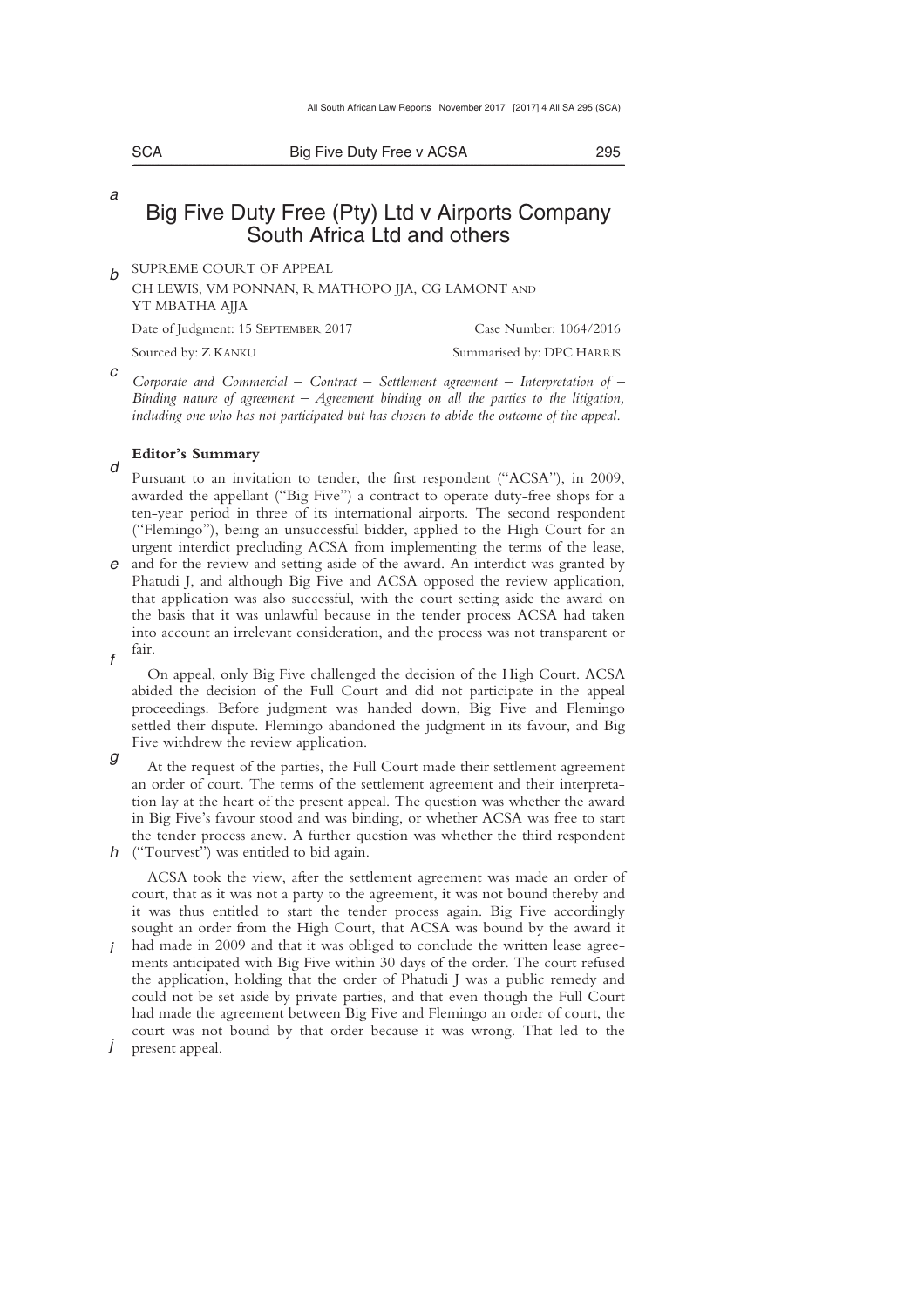# Big Five Duty Free (Pty) Ltd v Airports Company South Africa Ltd and others

SUPREME COURT OF APPEAL

CH LEWIS, VM PONNAN, R MATHOPO JJA, CG LAMONT AND YT MBATHA AJJA

Date of Judgment: 15 SEPTEMBER 2017 — Case Number: 1064/2016

Sourced by: Z KANKU — Summarised by: DPC HARRIS

*Corporate and Commercial – Contract – Settlement agreement – Interpretation of – Binding nature of agreement – Agreement binding on all the parties to the litigation, including one who has not participated but has chosen to abide the outcome of the appeal.*

**Editor's Summary**

Pursuant to an invitation to tender, the first respondent ("ACSA"), in 2009, awarded the appellant ("Big Five") a contract to operate duty-free shops for a ten-year period in three of its international airports. The second respondent ("Flemingo"), being an unsuccessful bidder, applied to the High Court for an urgent interdict precluding ACSA from implementing the terms of the lease, and for the review and setting aside of the award. An interdict was granted by Phatudi J, and although Big Five and ACSA opposed the review application, that application was also successful, with the court setting aside the award on the basis that it was unlawful because in the tender process ACSA had taken into account an irrelevant consideration, and the process was not transparent or fair.

On appeal, only Big Five challenged the decision of the High Court. ACSA abided the decision of the Full Court and did not participate in the appeal proceedings. Before judgment was handed down, Big Five and Flemingo settled their dispute. Flemingo abandoned the judgment in its favour, and Big Five withdrew the review application.

At the request of the parties, the Full Court made their settlement agreement an order of court. The terms of the settlement agreement and their interpretation lay at the heart of the present appeal. The question was whether the award in Big Five's favour stood and was binding, or whether ACSA was free to start the tender process anew. A further question was whether the third respondent ("Tourvest") was entitled to bid again.

ACSA took the view, after the settlement agreement was made an order of court, that as it was not a party to the agreement, it was not bound thereby and it was thus entitled to start the tender process again. Big Five accordingly sought an order from the High Court, that ACSA was bound by the award it had made in 2009 and that it was obliged to conclude the written lease agreements anticipated with Big Five within 30 days of the order. The court refused the application, holding that the order of Phatudi J was a public remedy and could not be set aside by private parties, and that even though the Full Court had made the agreement between Big Five and Flemingo an order of court, the court was not bound by that order because it was wrong. That led to the present appeal.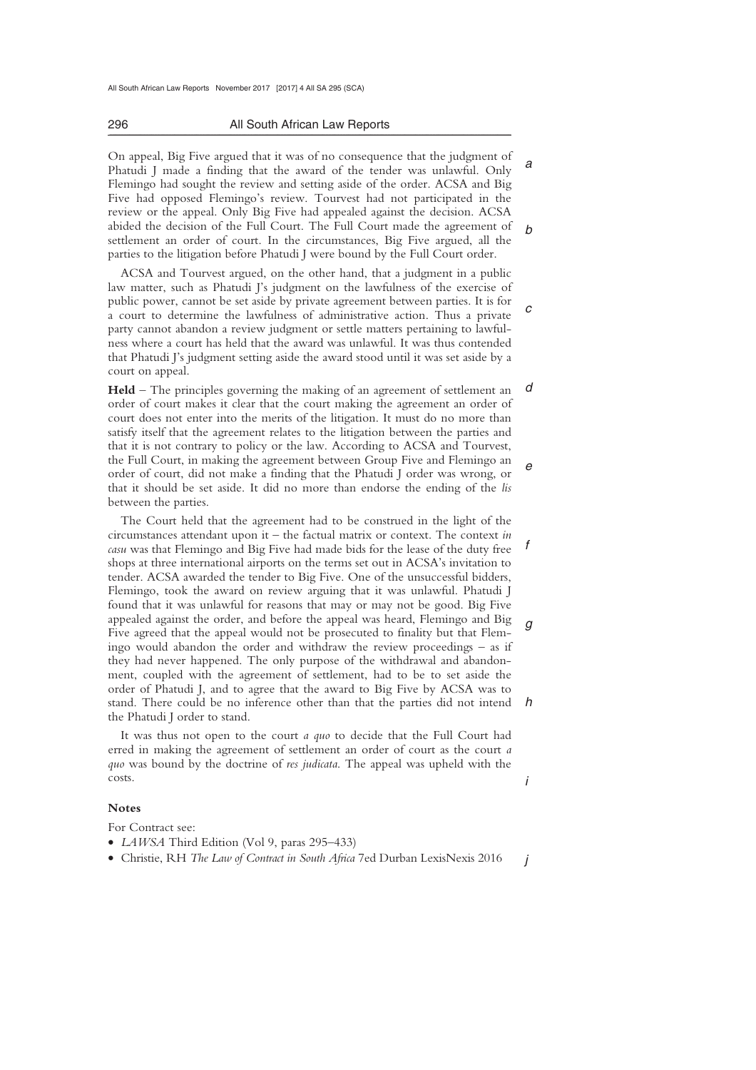On appeal, Big Five argued that it was of no consequence that the judgment of Phatudi J made a finding that the award of the tender was unlawful. Only Flemingo had sought the review and setting aside of the order. ACSA and Big Five had opposed Flemingo's review. Tourvest had not participated in the review or the appeal. Only Big Five had appealed against the decision. ACSA abided the decision of the Full Court. The Full Court made the agreement of settlement an order of court. In the circumstances, Big Five argued, all the parties to the litigation before Phatudi J were bound by the Full Court order.

ACSA and Tourvest argued, on the other hand, that a judgment in a public law matter, such as Phatudi J's judgment on the lawfulness of the exercise of public power, cannot be set aside by private agreement between parties. It is for a court to determine the lawfulness of administrative action. Thus a private party cannot abandon a review judgment or settle matters pertaining to lawfulness where a court has held that the award was unlawful. It was thus contended that Phatudi J's judgment setting aside the award stood until it was set aside by a court on appeal.

**Held** – The principles governing the making of an agreement of settlement an order of court makes it clear that the court making the agreement an order of court does not enter into the merits of the litigation. It must do no more than satisfy itself that the agreement relates to the litigation between the parties and that it is not contrary to policy or the law. According to ACSA and Tourvest, the Full Court, in making the agreement between Group Five and Flemingo an order of court, did not make a finding that the Phatudi J order was wrong, or that it should be set aside. It did no more than endorse the ending of the *lis* between the parties.

The Court held that the agreement had to be construed in the light of the circumstances attendant upon it – the factual matrix or context. The context *in casu* was that Flemingo and Big Five had made bids for the lease of the duty free shops at three international airports on the terms set out in ACSA's invitation to tender. ACSA awarded the tender to Big Five. One of the unsuccessful bidders, Flemingo, took the award on review arguing that it was unlawful. Phatudi J found that it was unlawful for reasons that may or may not be good. Big Five appealed against the order, and before the appeal was heard, Flemingo and Big Five agreed that the appeal would not be prosecuted to finality but that Flemingo would abandon the order and withdraw the review proceedings – as if they had never happened. The only purpose of the withdrawal and abandonment, coupled with the agreement of settlement, had to be to set aside the order of Phatudi J, and to agree that the award to Big Five by ACSA was to stand. There could be no inference other than that the parties did not intend the Phatudi J order to stand.

It was thus not open to the court *a quo* to decide that the Full Court had erred in making the agreement of settlement an order of court as the court *a quo* was bound by the doctrine of *res judicata*. The appeal was upheld with the costs.

## Notes

For Contract see:

- *LAWSA* Third Edition (Vol 9, paras 295–433)
- Christie, RH *The Law of Contract in South Africa* 7ed Durban LexisNexis 2016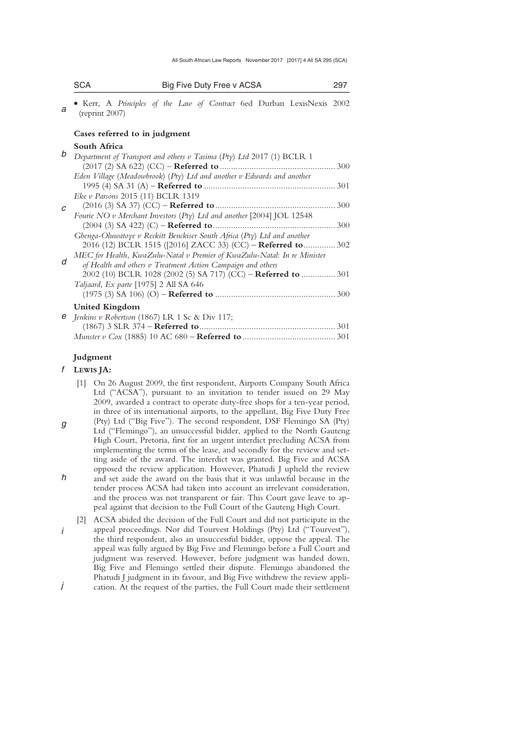- Kerr, A *Principles of the Law of Contract* 6ed Durban LexisNexis 2002 (reprint 2007)

### Cases referred to in judgment

#### South Africa

*Department of Transport and others v Tasima (Pty) Ltd* 2017 (1) BCLR 1 (2017 (2) SA 622) (CC) – **Referred to** .................................................. 300

*Eden Village (Meadowbrook) (Pty) Ltd and another v Edwards and another* 1995 (4) SA 31 (A) – **Referred to** .................................................. 301

*Eke v Parsons* 2015 (11) BCLR 1319 (2016 (3) SA 37) (CC) – **Referred to** .................................................. 300

*Fourie NO v Merchant Investors (Pty) Ltd and another* [2004] JOL 12548 (2004 (3) SA 422) (C) – **Referred to** .................................................. 300

*Gbenga-Oluwatoye v Reckitt Benckiser South Africa (Pty) Ltd and another* 2016 (12) BCLR 1515 ([2016] ZACC 33) (CC) – **Referred to** .............. 302

*MEC for Health, KwaZulu-Natal v Premier of KwaZulu-Natal: In re Minister of Health and others v Treatment Action Campaign and others* 2002 (10) BCLR 1028 (2002 (5) SA 717) (CC) – **Referred to** ............... 301

*Taljaard, Ex parte* [1975] 2 All SA 646 (1975 (3) SA 106) (O) – **Referred to** .................................................. 300

#### United Kingdom

*Jenkins v Robertson* (1867) LR 1 Sc & Div 117; (1867) 3 SLR 374 – **Referred to** .................................................. 301

*Munster v Cox* (1885) 10 AC 680 – **Referred to** .................................................. 301

### Judgment

**LEWIS JA:**

[1] On 26 August 2009, the first respondent, Airports Company South Africa Ltd ("ACSA"), pursuant to an invitation to tender issued on 29 May 2009, awarded a contract to operate duty-free shops for a ten-year period, in three of its international airports, to the appellant, Big Five Duty Free (Pty) Ltd ("Big Five"). The second respondent, DSF Flemingo SA (Pty) Ltd ("Flemingo"), an unsuccessful bidder, applied to the North Gauteng High Court, Pretoria, first for an urgent interdict precluding ACSA from implementing the terms of the lease, and secondly for the review and setting aside of the award. The interdict was granted. Big Five and ACSA opposed the review application. However, Phatudi J upheld the review and set aside the award on the basis that it was unlawful because in the tender process ACSA had taken into account an irrelevant consideration, and the process was not transparent or fair. This Court gave leave to appeal against that decision to the Full Court of the Gauteng High Court.

[2] ACSA abided the decision of the Full Court and did not participate in the appeal proceedings. Nor did Tourvest Holdings (Pty) Ltd ("Tourvest"), the third respondent, also an unsuccessful bidder, oppose the appeal. The appeal was fully argued by Big Five and Flemingo before a Full Court and judgment was reserved. However, before judgment was handed down, Big Five and Flemingo settled their dispute. Flemingo abandoned the Phatudi J judgment in its favour, and Big Five withdrew the review application. At the request of the parties, the Full Court made their settlement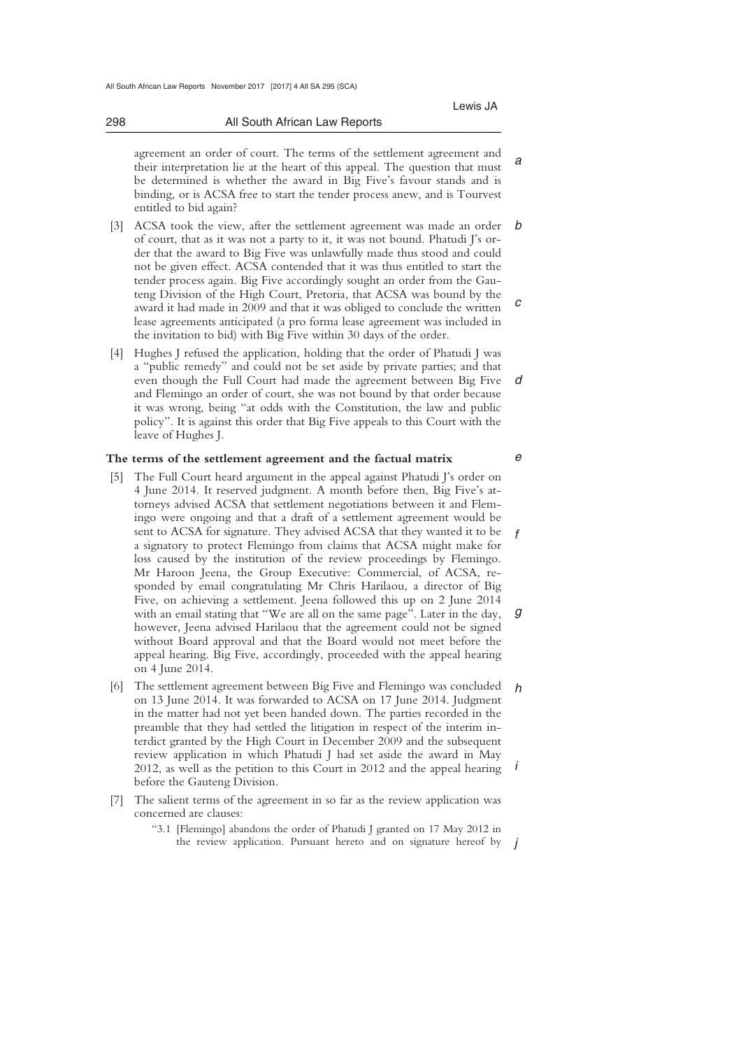agreement an order of court. The terms of the settlement agreement and their interpretation lie at the heart of this appeal. The question that must be determined is whether the award in Big Five's favour stands and is binding, or is ACSA free to start the tender process anew, and is Tourvest entitled to bid again?

[3] ACSA took the view, after the settlement agreement was made an order of court, that as it was not a party to it, it was not bound. Phatudi J's order that the award to Big Five was unlawfully made thus stood and could not be given effect. ACSA contended that it was thus entitled to start the tender process again. Big Five accordingly sought an order from the Gauteng Division of the High Court, Pretoria, that ACSA was bound by the award it had made in 2009 and that it was obliged to conclude the written lease agreements anticipated (a pro forma lease agreement was included in the invitation to bid) with Big Five within 30 days of the order.

[4] Hughes J refused the application, holding that the order of Phatudi J was a "public remedy" and could not be set aside by private parties; and that even though the Full Court had made the agreement between Big Five and Flemingo an order of court, she was not bound by that order because it was wrong, being "at odds with the Constitution, the law and public policy". It is against this order that Big Five appeals to this Court with the leave of Hughes J.

**The terms of the settlement agreement and the factual matrix**

[5] The Full Court heard argument in the appeal against Phatudi J's order on 4 June 2014. It reserved judgment. A month before then, Big Five's attorneys advised ACSA that settlement negotiations between it and Flemingo were ongoing and that a draft of a settlement agreement would be sent to ACSA for signature. They advised ACSA that they wanted it to be a signatory to protect Flemingo from claims that ACSA might make for loss caused by the institution of the review proceedings by Flemingo. Mr Haroon Jeena, the Group Executive: Commercial, of ACSA, responded by email congratulating Mr Chris Harilaou, a director of Big Five, on achieving a settlement. Jeena followed this up on 2 June 2014 with an email stating that "We are all on the same page". Later in the day, however, Jeena advised Harilaou that the agreement could not be signed without Board approval and that the Board would not meet before the appeal hearing. Big Five, accordingly, proceeded with the appeal hearing on 4 June 2014.

[6] The settlement agreement between Big Five and Flemingo was concluded on 13 June 2014. It was forwarded to ACSA on 17 June 2014. Judgment in the matter had not yet been handed down. The parties recorded in the preamble that they had settled the litigation in respect of the interim interdict granted by the High Court in December 2009 and the subsequent review application in which Phatudi J had set aside the award in May 2012, as well as the petition to this Court in 2012 and the appeal hearing before the Gauteng Division.

[7] The salient terms of the agreement in so far as the review application was concerned are clauses:

> "3.1 [Flemingo] abandons the order of Phatudi J granted on 17 May 2012 in the review application. Pursuant hereto and on signature hereof by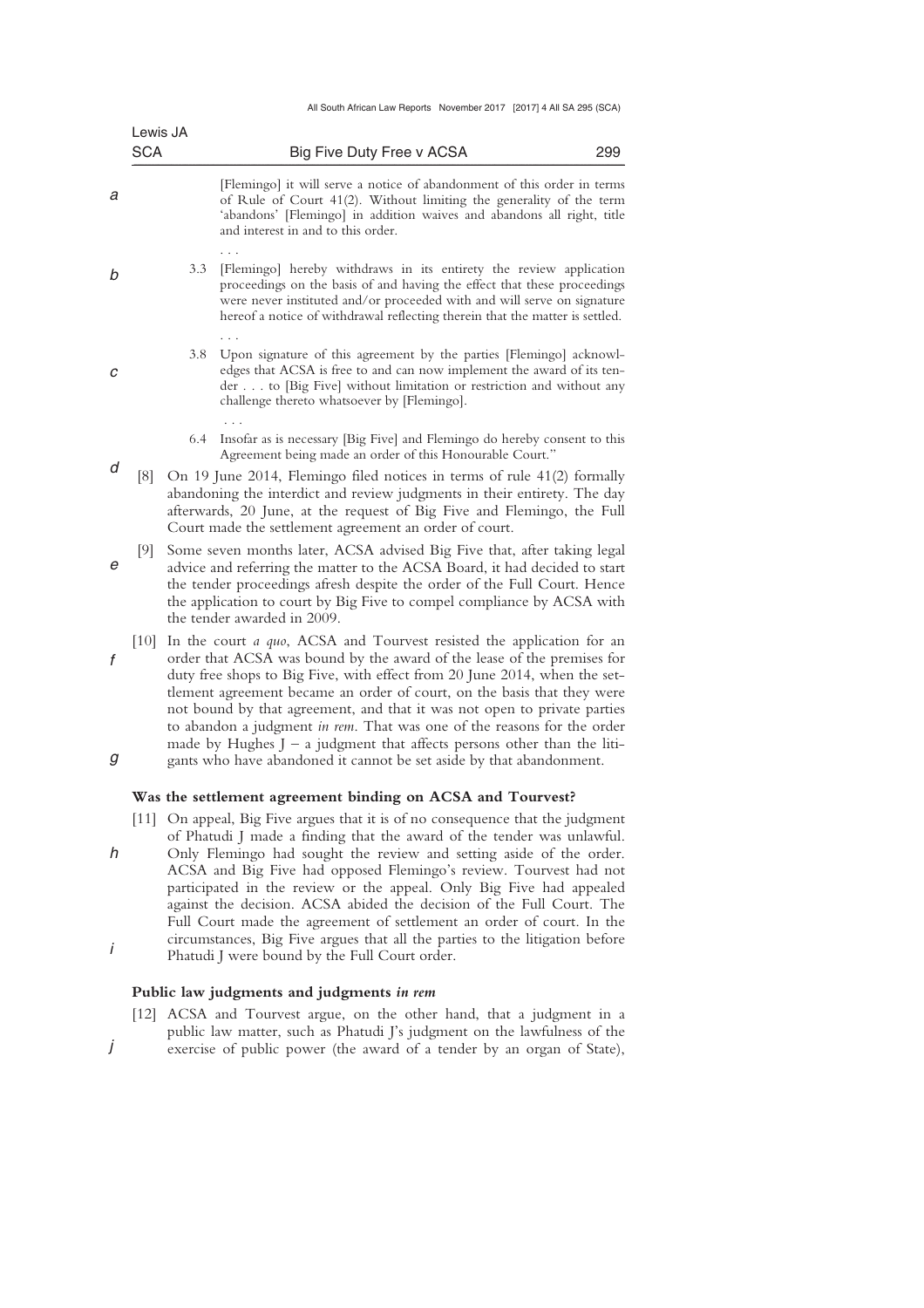> [Flemingo] it will serve a notice of abandonment of this order in terms of Rule of Court 41(2). Without limiting the generality of the term 'abandons' [Flemingo] in addition waives and abandons all right, title and interest in and to this order.
>
> . . .
>
> 3.3 [Flemingo] hereby withdraws in its entirety the review application proceedings on the basis of and having the effect that these proceedings were never instituted and/or proceeded with and will serve on signature hereof a notice of withdrawal reflecting therein that the matter is settled.
>
> . . .
>
> 3.8 Upon signature of this agreement by the parties [Flemingo] acknowledges that ACSA is free to and can now implement the award of its tender . . . to [Big Five] without limitation or restriction and without any challenge thereto whatsoever by [Flemingo].
>
> . . .
>
> 6.4 Insofar as is necessary [Big Five] and Flemingo do hereby consent to this Agreement being made an order of this Honourable Court."

[8] On 19 June 2014, Flemingo filed notices in terms of rule 41(2) formally abandoning the interdict and review judgments in their entirety. The day afterwards, 20 June, at the request of Big Five and Flemingo, the Full Court made the settlement agreement an order of court.

[9] Some seven months later, ACSA advised Big Five that, after taking legal advice and referring the matter to the ACSA Board, it had decided to start the tender proceedings afresh despite the order of the Full Court. Hence the application to court by Big Five to compel compliance by ACSA with the tender awarded in 2009.

[10] In the court *a quo*, ACSA and Tourvest resisted the application for an order that ACSA was bound by the award of the lease of the premises for duty free shops to Big Five, with effect from 20 June 2014, when the settlement agreement became an order of court, on the basis that they were not bound by that agreement, and that it was not open to private parties to abandon a judgment *in rem*. That was one of the reasons for the order made by Hughes J – a judgment that affects persons other than the litigants who have abandoned it cannot be set aside by that abandonment.

### Was the settlement agreement binding on ACSA and Tourvest?

[11] On appeal, Big Five argues that it is of no consequence that the judgment of Phatudi J made a finding that the award of the tender was unlawful. Only Flemingo had sought the review and setting aside of the order. ACSA and Big Five had opposed Flemingo's review. Tourvest had not participated in the review or the appeal. Only Big Five had appealed against the decision. ACSA abided the decision of the Full Court. The Full Court made the agreement of settlement an order of court. In the circumstances, Big Five argues that all the parties to the litigation before Phatudi J were bound by the Full Court order.

### Public law judgments and judgments *in rem*

[12] ACSA and Tourvest argue, on the other hand, that a judgment in a public law matter, such as Phatudi J's judgment on the lawfulness of the exercise of public power (the award of a tender by an organ of State),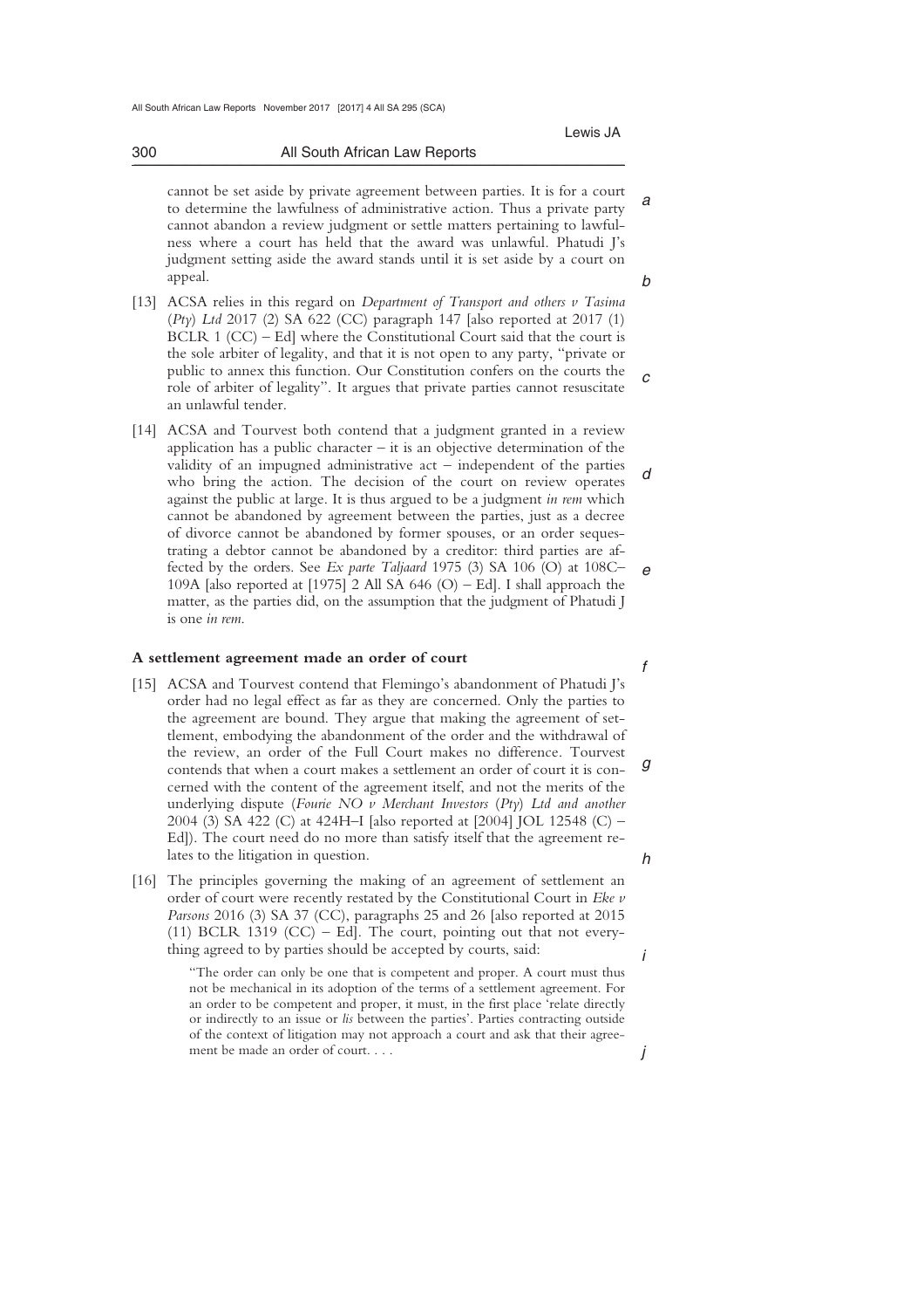cannot be set aside by private agreement between parties. It is for a court to determine the lawfulness of administrative action. Thus a private party cannot abandon a review judgment or settle matters pertaining to lawfulness where a court has held that the award was unlawful. Phatudi J's judgment setting aside the award stands until it is set aside by a court on appeal.

[13] ACSA relies in this regard on *Department of Transport and others v Tasima (Pty) Ltd* 2017 (2) SA 622 (CC) paragraph 147 [also reported at 2017 (1) BCLR 1 (CC) – Ed] where the Constitutional Court said that the court is the sole arbiter of legality, and that it is not open to any party, "private or public to annex this function. Our Constitution confers on the courts the role of arbiter of legality". It argues that private parties cannot resuscitate an unlawful tender.

[14] ACSA and Tourvest both contend that a judgment granted in a review application has a public character – it is an objective determination of the validity of an impugned administrative act – independent of the parties who bring the action. The decision of the court on review operates against the public at large. It is thus argued to be a judgment *in rem* which cannot be abandoned by agreement between the parties, just as a decree of divorce cannot be abandoned by former spouses, or an order sequestrating a debtor cannot be abandoned by a creditor: third parties are affected by the orders. See *Ex parte Taljaard* 1975 (3) SA 106 (O) at 108C–109A [also reported at [1975] 2 All SA 646 (O) – Ed]. I shall approach the matter, as the parties did, on the assumption that the judgment of Phatudi J is one *in rem*.

**A settlement agreement made an order of court**

[15] ACSA and Tourvest contend that Flemingo's abandonment of Phatudi J's order had no legal effect as far as they are concerned. Only the parties to the agreement are bound. They argue that making the agreement of settlement, embodying the abandonment of the order and the withdrawal of the review, an order of the Full Court makes no difference. Tourvest contends that when a court makes a settlement an order of court it is concerned with the content of the agreement itself, and not the merits of the underlying dispute (*Fourie NO v Merchant Investors (Pty) Ltd and another* 2004 (3) SA 422 (C) at 424H–I [also reported at [2004] JOL 12548 (C) – Ed]). The court need do no more than satisfy itself that the agreement relates to the litigation in question.

[16] The principles governing the making of an agreement of settlement an order of court were recently restated by the Constitutional Court in *Eke v Parsons* 2016 (3) SA 37 (CC), paragraphs 25 and 26 [also reported at 2015 (11) BCLR 1319 (CC) – Ed]. The court, pointing out that not everything agreed to by parties should be accepted by courts, said:

> "The order can only be one that is competent and proper. A court must thus not be mechanical in its adoption of the terms of a settlement agreement. For an order to be competent and proper, it must, in the first place 'relate directly or indirectly to an issue or *lis* between the parties'. Parties contracting outside of the context of litigation may not approach a court and ask that their agreement be made an order of court. . . .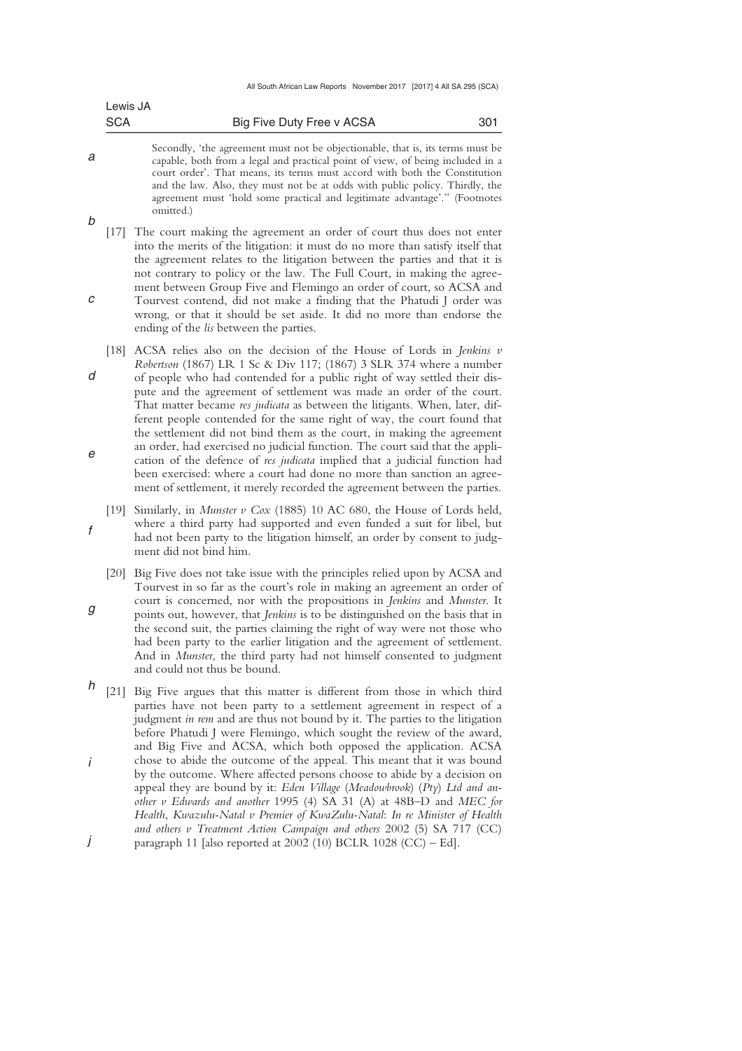Secondly, 'the agreement must not be objectionable, that is, its terms must be capable, both from a legal and practical point of view, of being included in a court order'. That means, its terms must accord with both the Constitution and the law. Also, they must not be at odds with public policy. Thirdly, the agreement must 'hold some practical and legitimate advantage'." (Footnotes omitted.)

[17] The court making the agreement an order of court thus does not enter into the merits of the litigation: it must do no more than satisfy itself that the agreement relates to the litigation between the parties and that it is not contrary to policy or the law. The Full Court, in making the agreement between Group Five and Flemingo an order of court, so ACSA and Tourvest contend, did not make a finding that the Phatudi J order was wrong, or that it should be set aside. It did no more than endorse the ending of the *lis* between the parties.

[18] ACSA relies also on the decision of the House of Lords in *Jenkins v Robertson* (1867) LR 1 Sc & Div 117; (1867) 3 SLR 374 where a number of people who had contended for a public right of way settled their dispute and the agreement of settlement was made an order of the court. That matter became *res judicata* as between the litigants. When, later, different people contended for the same right of way, the court found that the settlement did not bind them as the court, in making the agreement an order, had exercised no judicial function. The court said that the application of the defence of *res judicata* implied that a judicial function had been exercised: where a court had done no more than sanction an agreement of settlement, it merely recorded the agreement between the parties.

[19] Similarly, in *Munster v Cox* (1885) 10 AC 680, the House of Lords held, where a third party had supported and even funded a suit for libel, but had not been party to the litigation himself, an order by consent to judgment did not bind him.

[20] Big Five does not take issue with the principles relied upon by ACSA and Tourvest in so far as the court's role in making an agreement an order of court is concerned, nor with the propositions in *Jenkins* and *Munster*. It points out, however, that *Jenkins* is to be distinguished on the basis that in the second suit, the parties claiming the right of way were not those who had been party to the earlier litigation and the agreement of settlement. And in *Munster*, the third party had not himself consented to judgment and could not thus be bound.

[21] Big Five argues that this matter is different from those in which third parties have not been party to a settlement agreement in respect of a judgment *in rem* and are thus not bound by it. The parties to the litigation before Phatudi J were Flemingo, which sought the review of the award, and Big Five and ACSA, which both opposed the application. ACSA chose to abide the outcome of the appeal. This meant that it was bound by the outcome. Where affected persons choose to abide by a decision on appeal they are bound by it: *Eden Village (Meadowbrook) (Pty) Ltd and another v Edwards and another* 1995 (4) SA 31 (A) at 48B–D and *MEC for Health, Kwazulu-Natal v Premier of KwaZulu-Natal: In re Minister of Health and others v Treatment Action Campaign and others* 2002 (5) SA 717 (CC) paragraph 11 [also reported at 2002 (10) BCLR 1028 (CC) – Ed].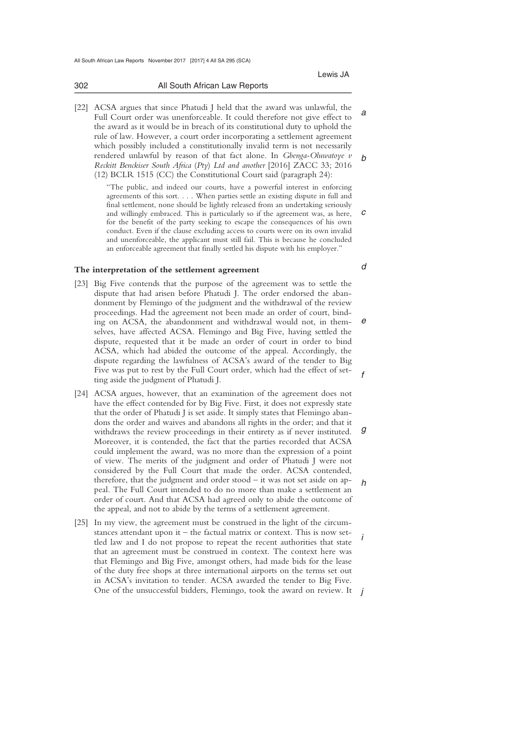[22] ACSA argues that since Phatudi J held that the award was unlawful, the Full Court order was unenforceable. It could therefore not give effect to the award as it would be in breach of its constitutional duty to uphold the rule of law. However, a court order incorporating a settlement agreement which possibly included a constitutionally invalid term is not necessarily rendered unlawful by reason of that fact alone. In *Gbenga-Oluwatoye v Reckitt Benckiser South Africa (Pty) Ltd and another* [2016] ZACC 33; 2016 (12) BCLR 1515 (CC) the Constitutional Court said (paragraph 24):

> "The public, and indeed our courts, have a powerful interest in enforcing agreements of this sort. . . . When parties settle an existing dispute in full and final settlement, none should be lightly released from an undertaking seriously and willingly embraced. This is particularly so if the agreement was, as here, for the benefit of the party seeking to escape the consequences of his own conduct. Even if the clause excluding access to courts were on its own invalid and unenforceable, the applicant must still fail. This is because he concluded an enforceable agreement that finally settled his dispute with his employer."

### The interpretation of the settlement agreement

[23] Big Five contends that the purpose of the agreement was to settle the dispute that had arisen before Phatudi J. The order endorsed the abandonment by Flemingo of the judgment and the withdrawal of the review proceedings. Had the agreement not been made an order of court, binding on ACSA, the abandonment and withdrawal would not, in themselves, have affected ACSA. Flemingo and Big Five, having settled the dispute, requested that it be made an order of court in order to bind ACSA, which had abided the outcome of the appeal. Accordingly, the dispute regarding the lawfulness of ACSA's award of the tender to Big Five was put to rest by the Full Court order, which had the effect of setting aside the judgment of Phatudi J.

[24] ACSA argues, however, that an examination of the agreement does not have the effect contended for by Big Five. First, it does not expressly state that the order of Phatudi J is set aside. It simply states that Flemingo abandons the order and waives and abandons all rights in the order; and that it withdraws the review proceedings in their entirety as if never instituted. Moreover, it is contended, the fact that the parties recorded that ACSA could implement the award, was no more than the expression of a point of view. The merits of the judgment and order of Phatudi J were not considered by the Full Court that made the order. ACSA contended, therefore, that the judgment and order stood – it was not set aside on appeal. The Full Court intended to do no more than make a settlement an order of court. And that ACSA had agreed only to abide the outcome of the appeal, and not to abide by the terms of a settlement agreement.

[25] In my view, the agreement must be construed in the light of the circumstances attendant upon it – the factual matrix or context. This is now settled law and I do not propose to repeat the recent authorities that state that an agreement must be construed in context. The context here was that Flemingo and Big Five, amongst others, had made bids for the lease of the duty free shops at three international airports on the terms set out in ACSA's invitation to tender. ACSA awarded the tender to Big Five. One of the unsuccessful bidders, Flemingo, took the award on review. It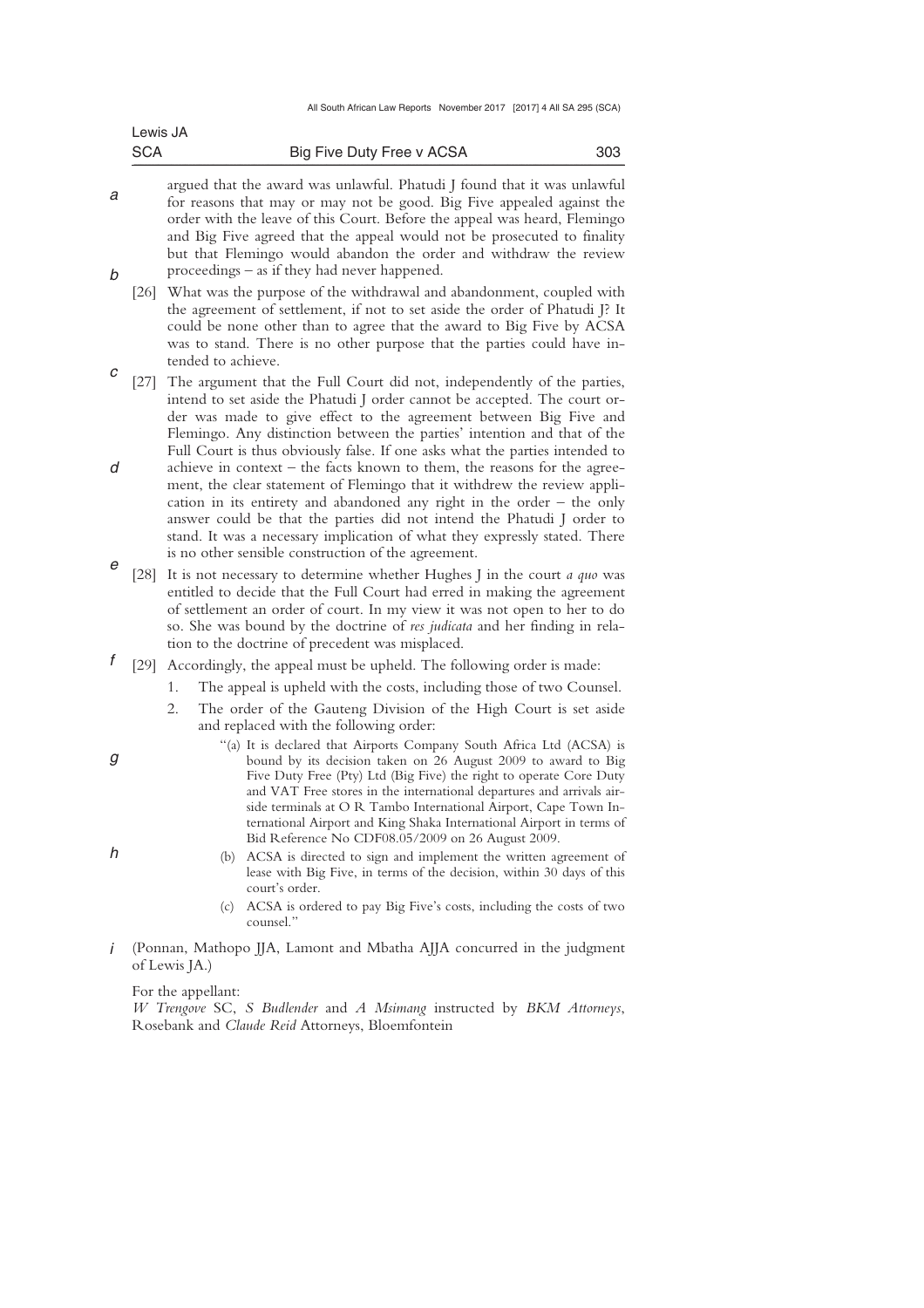argued that the award was unlawful. Phatudi J found that it was unlawful for reasons that may or may not be good. Big Five appealed against the order with the leave of this Court. Before the appeal was heard, Flemingo and Big Five agreed that the appeal would not be prosecuted to finality but that Flemingo would abandon the order and withdraw the review proceedings – as if they had never happened.

[26] What was the purpose of the withdrawal and abandonment, coupled with the agreement of settlement, if not to set aside the order of Phatudi J? It could be none other than to agree that the award to Big Five by ACSA was to stand. There is no other purpose that the parties could have intended to achieve.

[27] The argument that the Full Court did not, independently of the parties, intend to set aside the Phatudi J order cannot be accepted. The court order was made to give effect to the agreement between Big Five and Flemingo. Any distinction between the parties' intention and that of the Full Court is thus obviously false. If one asks what the parties intended to achieve in context – the facts known to them, the reasons for the agreement, the clear statement of Flemingo that it withdrew the review application in its entirety and abandoned any right in the order – the only answer could be that the parties did not intend the Phatudi J order to stand. It was a necessary implication of what they expressly stated. There is no other sensible construction of the agreement.

[28] It is not necessary to determine whether Hughes J in the court *a quo* was entitled to decide that the Full Court had erred in making the agreement of settlement an order of court. In my view it was not open to her to do so. She was bound by the doctrine of *res judicata* and her finding in relation to the doctrine of precedent was misplaced.

[29] Accordingly, the appeal must be upheld. The following order is made:

1. The appeal is upheld with the costs, including those of two Counsel.
2. The order of the Gauteng Division of the High Court is set aside and replaced with the following order:

   "(a) It is declared that Airports Company South Africa Ltd (ACSA) is bound by its decision taken on 26 August 2009 to award to Big Five Duty Free (Pty) Ltd (Big Five) the right to operate Core Duty and VAT Free stores in the international departures and arrivals airside terminals at O R Tambo International Airport, Cape Town International Airport and King Shaka International Airport in terms of Bid Reference No CDF08.05/2009 on 26 August 2009.

   (b) ACSA is directed to sign and implement the written agreement of lease with Big Five, in terms of the decision, within 30 days of this court's order.

   (c) ACSA is ordered to pay Big Five's costs, including the costs of two counsel."

(Ponnan, Mathopo JJA, Lamont and Mbatha AJJA concurred in the judgment of Lewis JA.)

For the appellant:
*W Trengove* SC, *S Budlender* and *A Msimang* instructed by *BKM Attorneys*, Rosebank and *Claude Reid* Attorneys, Bloemfontein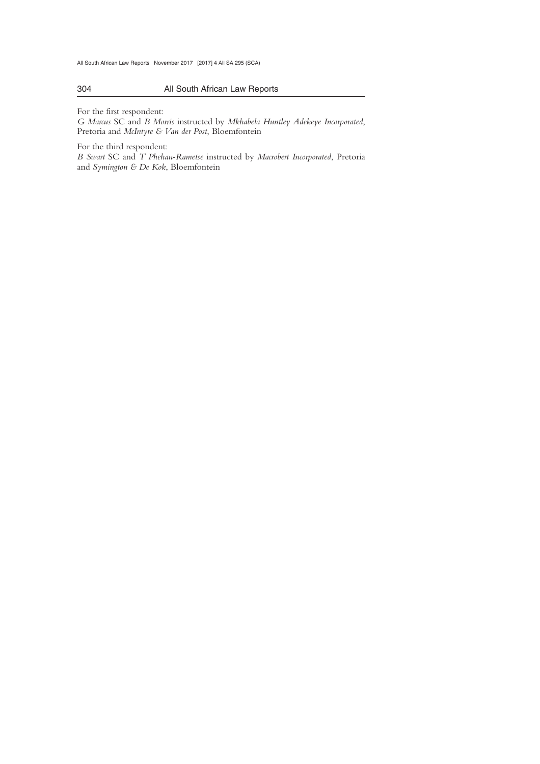For the first respondent:
*G Marcus* SC and *B Morris* instructed by *Mkhabela Huntley Adekeye Incorporated*, Pretoria and *McIntyre & Van der Post*, Bloemfontein

For the third respondent:
*B Swart* SC and *T Phehan-Rametse* instructed by *Macrobert Incorporated*, Pretoria and *Symington & De Kok*, Bloemfontein